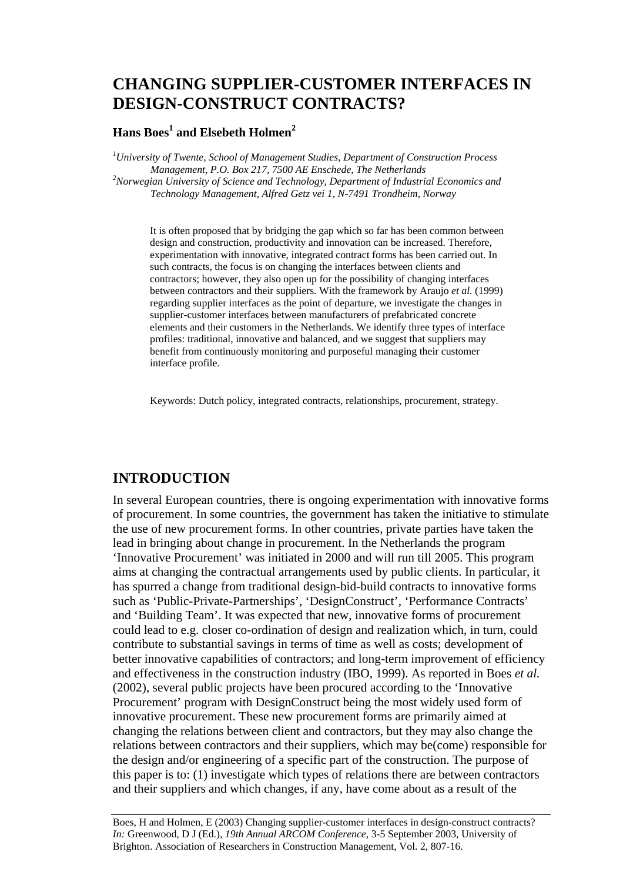# CHANGING SUPPLIER-CUSTOMER INTERFACES IN DESIGN-CONSTRUCT CONTRACTS?

**Hans Boes[1] and Elsebeth Holmen[2]**

[1]*University of Twente, School of Management Studies, Department of Construction Process Management, P.O. Box 217, 7500 AE Enschede, The Netherlands*

[2]*Norwegian University of Science and Technology, Department of Industrial Economics and Technology Management, Alfred Getz vei 1, N-7491 Trondheim, Norway*

It is often proposed that by bridging the gap which so far has been common between design and construction, productivity and innovation can be increased. Therefore, experimentation with innovative, integrated contract forms has been carried out. In such contracts, the focus is on changing the interfaces between clients and contractors; however, they also open up for the possibility of changing interfaces between contractors and their suppliers. With the framework by Araujo *et al.* (1999) regarding supplier interfaces as the point of departure, we investigate the changes in supplier-customer interfaces between manufacturers of prefabricated concrete elements and their customers in the Netherlands. We identify three types of interface profiles: traditional, innovative and balanced, and we suggest that suppliers may benefit from continuously monitoring and purposeful managing their customer interface profile.

Keywords: Dutch policy, integrated contracts, relationships, procurement, strategy.

## INTRODUCTION

In several European countries, there is ongoing experimentation with innovative forms of procurement. In some countries, the government has taken the initiative to stimulate the use of new procurement forms. In other countries, private parties have taken the lead in bringing about change in procurement. In the Netherlands the program 'Innovative Procurement' was initiated in 2000 and will run till 2005. This program aims at changing the contractual arrangements used by public clients. In particular, it has spurred a change from traditional design-bid-build contracts to innovative forms such as 'Public-Private-Partnerships', 'DesignConstruct', 'Performance Contracts' and 'Building Team'. It was expected that new, innovative forms of procurement could lead to e.g. closer co-ordination of design and realization which, in turn, could contribute to substantial savings in terms of time as well as costs; development of better innovative capabilities of contractors; and long-term improvement of efficiency and effectiveness in the construction industry (IBO, 1999). As reported in Boes *et al.* (2002), several public projects have been procured according to the 'Innovative Procurement' program with DesignConstruct being the most widely used form of innovative procurement. These new procurement forms are primarily aimed at changing the relations between client and contractors, but they may also change the relations between contractors and their suppliers, which may be(come) responsible for the design and/or engineering of a specific part of the construction. The purpose of this paper is to: (1) investigate which types of relations there are between contractors and their suppliers and which changes, if any, have come about as a result of the

Boes, H and Holmen, E (2003) Changing supplier-customer interfaces in design-construct contracts? *In:* Greenwood, D J (Ed.), *19th Annual ARCOM Conference*, 3-5 September 2003, University of Brighton. Association of Researchers in Construction Management, Vol. 2, 807-16.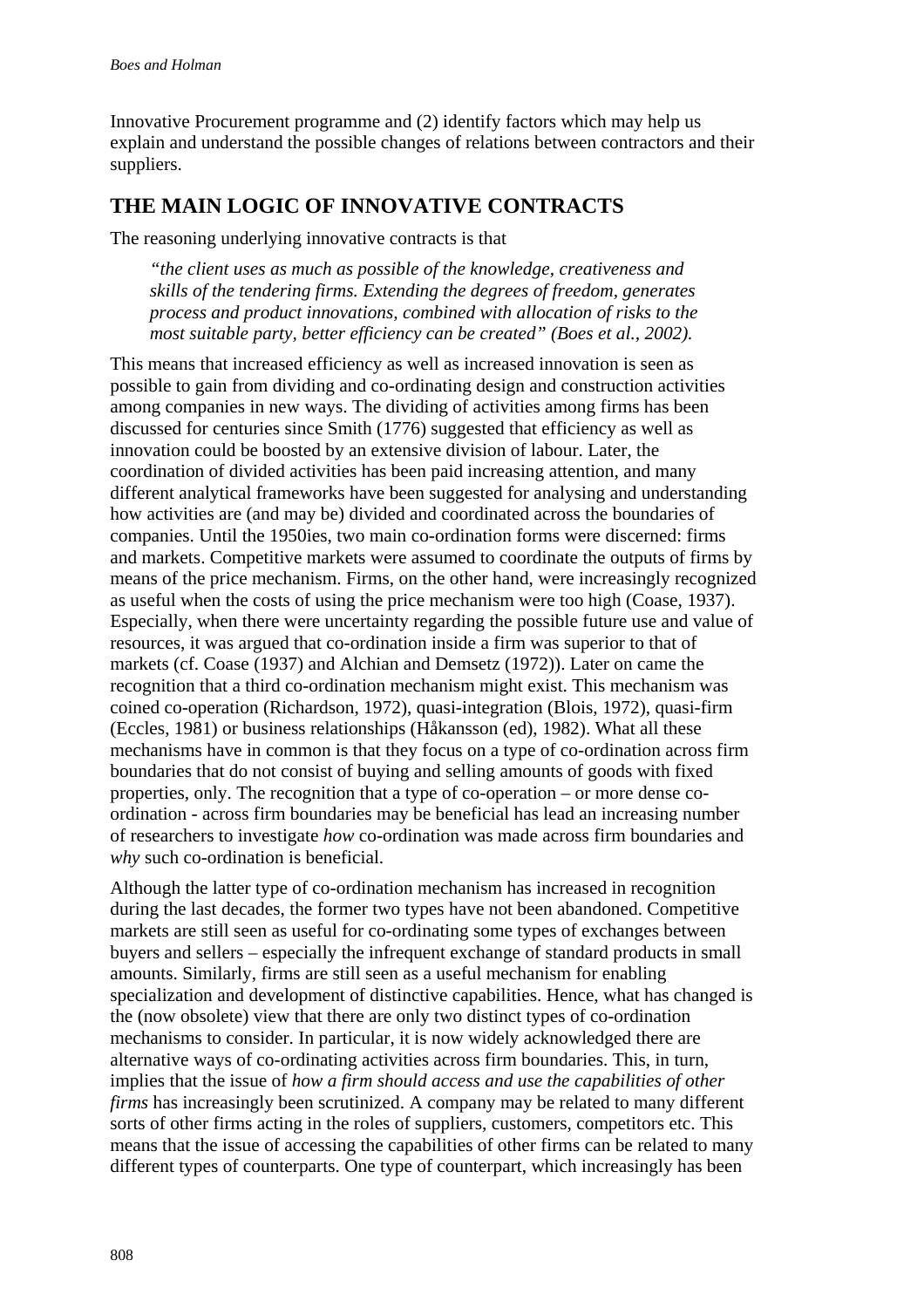Innovative Procurement programme and (2) identify factors which may help us explain and understand the possible changes of relations between contractors and their suppliers.

## THE MAIN LOGIC OF INNOVATIVE CONTRACTS

The reasoning underlying innovative contracts is that

> *"the client uses as much as possible of the knowledge, creativeness and skills of the tendering firms. Extending the degrees of freedom, generates process and product innovations, combined with allocation of risks to the most suitable party, better efficiency can be created" (Boes et al., 2002).*

This means that increased efficiency as well as increased innovation is seen as possible to gain from dividing and co-ordinating design and construction activities among companies in new ways. The dividing of activities among firms has been discussed for centuries since Smith (1776) suggested that efficiency as well as innovation could be boosted by an extensive division of labour. Later, the coordination of divided activities has been paid increasing attention, and many different analytical frameworks have been suggested for analysing and understanding how activities are (and may be) divided and coordinated across the boundaries of companies. Until the 1950ies, two main co-ordination forms were discerned: firms and markets. Competitive markets were assumed to coordinate the outputs of firms by means of the price mechanism. Firms, on the other hand, were increasingly recognized as useful when the costs of using the price mechanism were too high (Coase, 1937). Especially, when there were uncertainty regarding the possible future use and value of resources, it was argued that co-ordination inside a firm was superior to that of markets (cf. Coase (1937) and Alchian and Demsetz (1972)). Later on came the recognition that a third co-ordination mechanism might exist. This mechanism was coined co-operation (Richardson, 1972), quasi-integration (Blois, 1972), quasi-firm (Eccles, 1981) or business relationships (Håkansson (ed), 1982). What all these mechanisms have in common is that they focus on a type of co-ordination across firm boundaries that do not consist of buying and selling amounts of goods with fixed properties, only. The recognition that a type of co-operation – or more dense co-ordination - across firm boundaries may be beneficial has lead an increasing number of researchers to investigate *how* co-ordination was made across firm boundaries and *why* such co-ordination is beneficial.

Although the latter type of co-ordination mechanism has increased in recognition during the last decades, the former two types have not been abandoned. Competitive markets are still seen as useful for co-ordinating some types of exchanges between buyers and sellers – especially the infrequent exchange of standard products in small amounts. Similarly, firms are still seen as a useful mechanism for enabling specialization and development of distinctive capabilities. Hence, what has changed is the (now obsolete) view that there are only two distinct types of co-ordination mechanisms to consider. In particular, it is now widely acknowledged there are alternative ways of co-ordinating activities across firm boundaries. This, in turn, implies that the issue of *how a firm should access and use the capabilities of other firms* has increasingly been scrutinized. A company may be related to many different sorts of other firms acting in the roles of suppliers, customers, competitors etc. This means that the issue of accessing the capabilities of other firms can be related to many different types of counterparts. One type of counterpart, which increasingly has been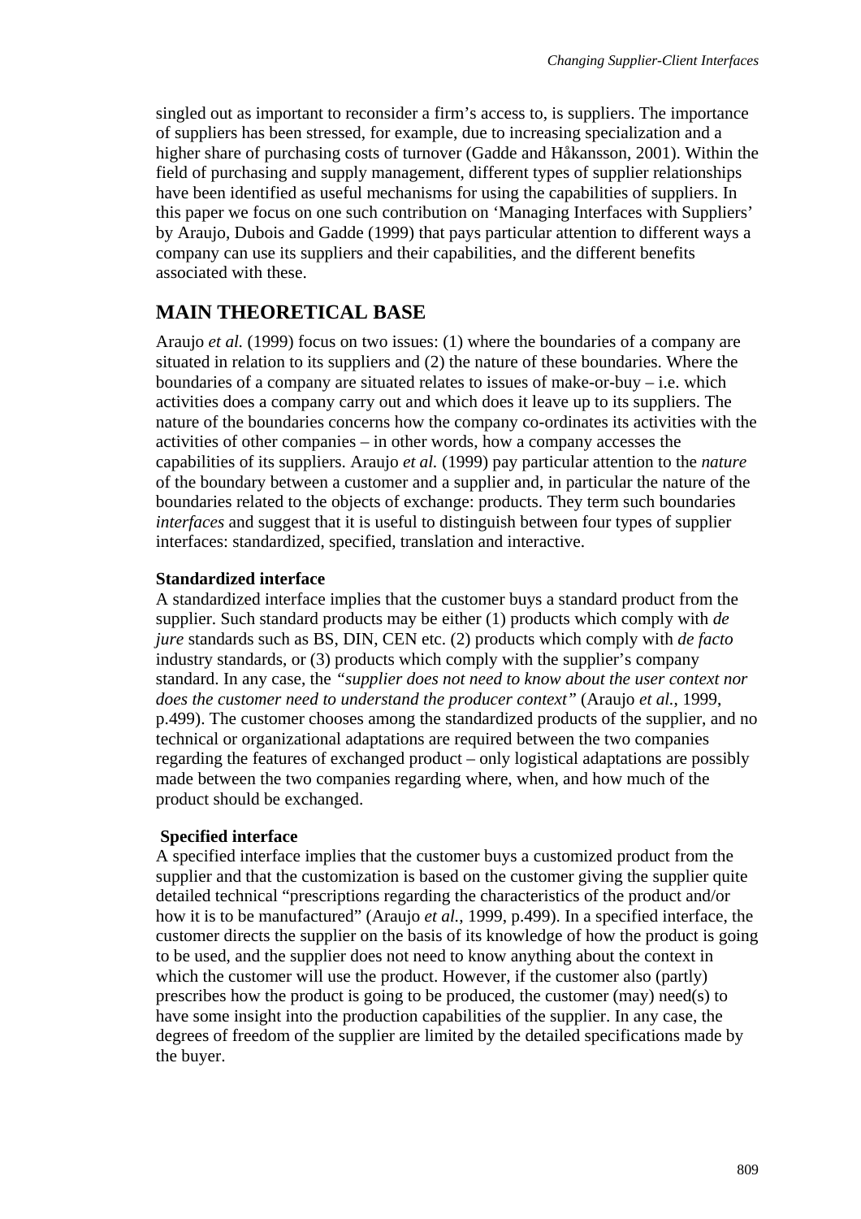singled out as important to reconsider a firm's access to, is suppliers. The importance of suppliers has been stressed, for example, due to increasing specialization and a higher share of purchasing costs of turnover (Gadde and Håkansson, 2001). Within the field of purchasing and supply management, different types of supplier relationships have been identified as useful mechanisms for using the capabilities of suppliers. In this paper we focus on one such contribution on 'Managing Interfaces with Suppliers' by Araujo, Dubois and Gadde (1999) that pays particular attention to different ways a company can use its suppliers and their capabilities, and the different benefits associated with these.

## MAIN THEORETICAL BASE

Araujo *et al.* (1999) focus on two issues: (1) where the boundaries of a company are situated in relation to its suppliers and (2) the nature of these boundaries. Where the boundaries of a company are situated relates to issues of make-or-buy – i.e. which activities does a company carry out and which does it leave up to its suppliers. The nature of the boundaries concerns how the company co-ordinates its activities with the activities of other companies – in other words, how a company accesses the capabilities of its suppliers. Araujo *et al.* (1999) pay particular attention to the *nature* of the boundary between a customer and a supplier and, in particular the nature of the boundaries related to the objects of exchange: products. They term such boundaries *interfaces* and suggest that it is useful to distinguish between four types of supplier interfaces: standardized, specified, translation and interactive.

**Standardized interface**

A standardized interface implies that the customer buys a standard product from the supplier. Such standard products may be either (1) products which comply with *de jure* standards such as BS, DIN, CEN etc. (2) products which comply with *de facto* industry standards, or (3) products which comply with the supplier's company standard. In any case, the *"supplier does not need to know about the user context nor does the customer need to understand the producer context"* (Araujo *et al.*, 1999, p.499). The customer chooses among the standardized products of the supplier, and no technical or organizational adaptations are required between the two companies regarding the features of exchanged product – only logistical adaptations are possibly made between the two companies regarding where, when, and how much of the product should be exchanged.

**Specified interface**

A specified interface implies that the customer buys a customized product from the supplier and that the customization is based on the customer giving the supplier quite detailed technical "prescriptions regarding the characteristics of the product and/or how it is to be manufactured" (Araujo *et al.*, 1999, p.499). In a specified interface, the customer directs the supplier on the basis of its knowledge of how the product is going to be used, and the supplier does not need to know anything about the context in which the customer will use the product. However, if the customer also (partly) prescribes how the product is going to be produced, the customer (may) need(s) to have some insight into the production capabilities of the supplier. In any case, the degrees of freedom of the supplier are limited by the detailed specifications made by the buyer.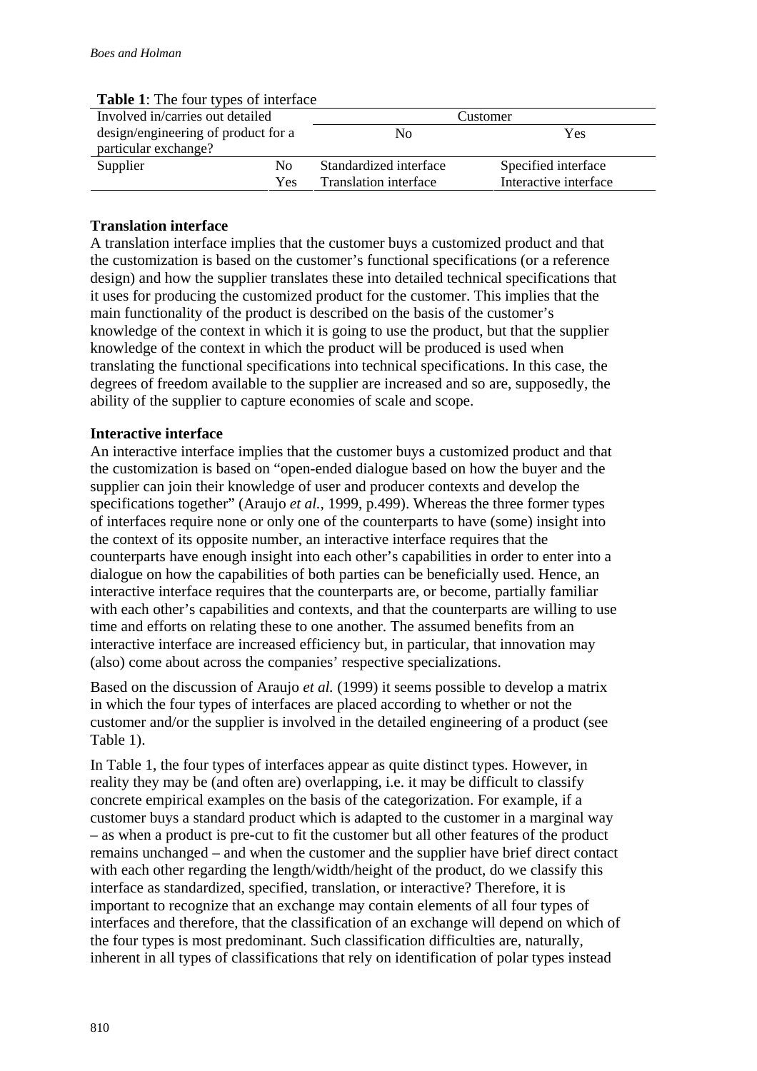**Table 1**: The four types of interface

| Involved in/carries out detailed design/engineering of product for a particular exchange? | | Customer | |
|---|---|---|---|
| | | No | Yes |
| Supplier | No | Standardized interface | Specified interface |
| | Yes | Translation interface | Interactive interface |

**Translation interface**

A translation interface implies that the customer buys a customized product and that the customization is based on the customer's functional specifications (or a reference design) and how the supplier translates these into detailed technical specifications that it uses for producing the customized product for the customer. This implies that the main functionality of the product is described on the basis of the customer's knowledge of the context in which it is going to use the product, but that the supplier knowledge of the context in which the product will be produced is used when translating the functional specifications into technical specifications. In this case, the degrees of freedom available to the supplier are increased and so are, supposedly, the ability of the supplier to capture economies of scale and scope.

**Interactive interface**

An interactive interface implies that the customer buys a customized product and that the customization is based on "open-ended dialogue based on how the buyer and the supplier can join their knowledge of user and producer contexts and develop the specifications together" (Araujo *et al.*, 1999, p.499). Whereas the three former types of interfaces require none or only one of the counterparts to have (some) insight into the context of its opposite number, an interactive interface requires that the counterparts have enough insight into each other's capabilities in order to enter into a dialogue on how the capabilities of both parties can be beneficially used. Hence, an interactive interface requires that the counterparts are, or become, partially familiar with each other's capabilities and contexts, and that the counterparts are willing to use time and efforts on relating these to one another. The assumed benefits from an interactive interface are increased efficiency but, in particular, that innovation may (also) come about across the companies' respective specializations.

Based on the discussion of Araujo *et al.* (1999) it seems possible to develop a matrix in which the four types of interfaces are placed according to whether or not the customer and/or the supplier is involved in the detailed engineering of a product (see Table 1).

In Table 1, the four types of interfaces appear as quite distinct types. However, in reality they may be (and often are) overlapping, i.e. it may be difficult to classify concrete empirical examples on the basis of the categorization. For example, if a customer buys a standard product which is adapted to the customer in a marginal way – as when a product is pre-cut to fit the customer but all other features of the product remains unchanged – and when the customer and the supplier have brief direct contact with each other regarding the length/width/height of the product, do we classify this interface as standardized, specified, translation, or interactive? Therefore, it is important to recognize that an exchange may contain elements of all four types of interfaces and therefore, that the classification of an exchange will depend on which of the four types is most predominant. Such classification difficulties are, naturally, inherent in all types of classifications that rely on identification of polar types instead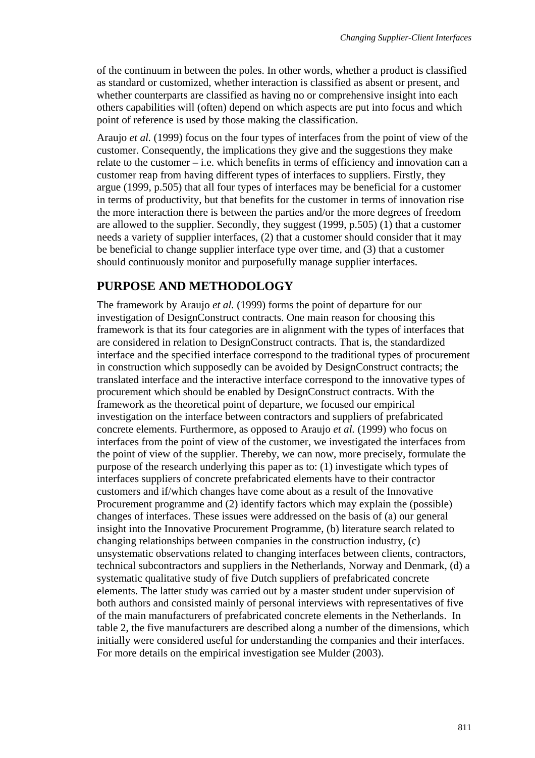of the continuum in between the poles. In other words, whether a product is classified as standard or customized, whether interaction is classified as absent or present, and whether counterparts are classified as having no or comprehensive insight into each others capabilities will (often) depend on which aspects are put into focus and which point of reference is used by those making the classification.

Araujo *et al.* (1999) focus on the four types of interfaces from the point of view of the customer. Consequently, the implications they give and the suggestions they make relate to the customer – i.e. which benefits in terms of efficiency and innovation can a customer reap from having different types of interfaces to suppliers. Firstly, they argue (1999, p.505) that all four types of interfaces may be beneficial for a customer in terms of productivity, but that benefits for the customer in terms of innovation rise the more interaction there is between the parties and/or the more degrees of freedom are allowed to the supplier. Secondly, they suggest (1999, p.505) (1) that a customer needs a variety of supplier interfaces, (2) that a customer should consider that it may be beneficial to change supplier interface type over time, and (3) that a customer should continuously monitor and purposefully manage supplier interfaces.

## PURPOSE AND METHODOLOGY

The framework by Araujo *et al.* (1999) forms the point of departure for our investigation of DesignConstruct contracts. One main reason for choosing this framework is that its four categories are in alignment with the types of interfaces that are considered in relation to DesignConstruct contracts. That is, the standardized interface and the specified interface correspond to the traditional types of procurement in construction which supposedly can be avoided by DesignConstruct contracts; the translated interface and the interactive interface correspond to the innovative types of procurement which should be enabled by DesignConstruct contracts. With the framework as the theoretical point of departure, we focused our empirical investigation on the interface between contractors and suppliers of prefabricated concrete elements. Furthermore, as opposed to Araujo *et al.* (1999) who focus on interfaces from the point of view of the customer, we investigated the interfaces from the point of view of the supplier. Thereby, we can now, more precisely, formulate the purpose of the research underlying this paper as to: (1) investigate which types of interfaces suppliers of concrete prefabricated elements have to their contractor customers and if/which changes have come about as a result of the Innovative Procurement programme and (2) identify factors which may explain the (possible) changes of interfaces. These issues were addressed on the basis of (a) our general insight into the Innovative Procurement Programme, (b) literature search related to changing relationships between companies in the construction industry, (c) unsystematic observations related to changing interfaces between clients, contractors, technical subcontractors and suppliers in the Netherlands, Norway and Denmark, (d) a systematic qualitative study of five Dutch suppliers of prefabricated concrete elements. The latter study was carried out by a master student under supervision of both authors and consisted mainly of personal interviews with representatives of five of the main manufacturers of prefabricated concrete elements in the Netherlands. In table 2, the five manufacturers are described along a number of the dimensions, which initially were considered useful for understanding the companies and their interfaces. For more details on the empirical investigation see Mulder (2003).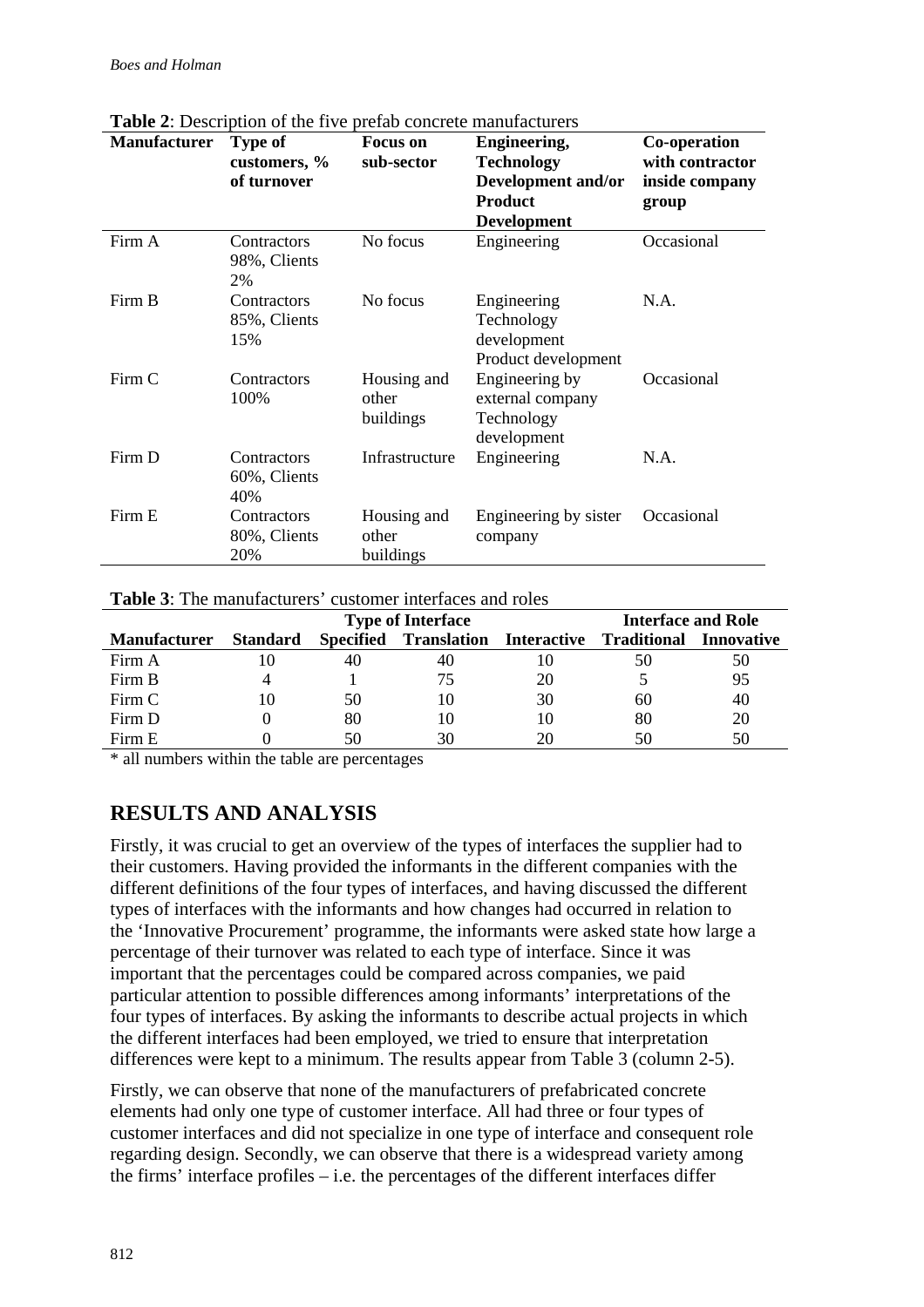**Table 2**: Description of the five prefab concrete manufacturers

| Manufacturer | Type of customers, % of turnover | Focus on sub-sector | Engineering, Technology Development and/or Product Development | Co-operation with contractor inside company group |
|---|---|---|---|---|
| Firm A | Contractors 98%, Clients 2% | No focus | Engineering | Occasional |
| Firm B | Contractors 85%, Clients 15% | No focus | Engineering Technology development Product development | N.A. |
| Firm C | Contractors 100% | Housing and other buildings | Engineering by external company Technology development | Occasional |
| Firm D | Contractors 60%, Clients 40% | Infrastructure | Engineering | N.A. |
| Firm E | Contractors 80%, Clients 20% | Housing and other buildings | Engineering by sister company | Occasional |

**Table 3**: The manufacturers' customer interfaces and roles

| | Type of Interface | | | | Interface and Role | |
|---|---|---|---|---|---|---|
| **Manufacturer** | **Standard** | **Specified** | **Translation** | **Interactive** | **Traditional** | **Innovative** |
| Firm A | 10 | 40 | 40 | 10 | 50 | 50 |
| Firm B | 4 | 1 | 75 | 20 | 5 | 95 |
| Firm C | 10 | 50 | 10 | 30 | 60 | 40 |
| Firm D | 0 | 80 | 10 | 10 | 80 | 20 |
| Firm E | 0 | 50 | 30 | 20 | 50 | 50 |

\* all numbers within the table are percentages

## RESULTS AND ANALYSIS

Firstly, it was crucial to get an overview of the types of interfaces the supplier had to their customers. Having provided the informants in the different companies with the different definitions of the four types of interfaces, and having discussed the different types of interfaces with the informants and how changes had occurred in relation to the 'Innovative Procurement' programme, the informants were asked state how large a percentage of their turnover was related to each type of interface. Since it was important that the percentages could be compared across companies, we paid particular attention to possible differences among informants' interpretations of the four types of interfaces. By asking the informants to describe actual projects in which the different interfaces had been employed, we tried to ensure that interpretation differences were kept to a minimum. The results appear from Table 3 (column 2-5).

Firstly, we can observe that none of the manufacturers of prefabricated concrete elements had only one type of customer interface. All had three or four types of customer interfaces and did not specialize in one type of interface and consequent role regarding design. Secondly, we can observe that there is a widespread variety among the firms' interface profiles – i.e. the percentages of the different interfaces differ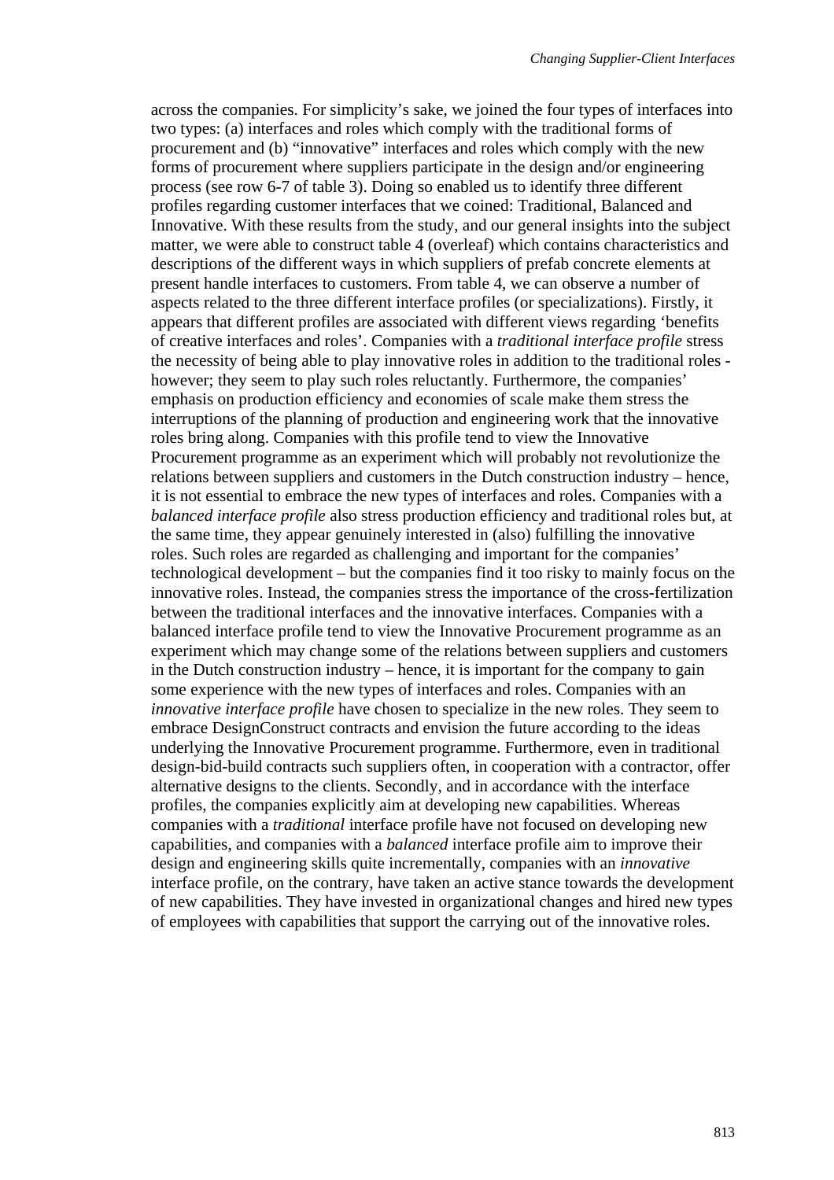across the companies. For simplicity's sake, we joined the four types of interfaces into two types: (a) interfaces and roles which comply with the traditional forms of procurement and (b) "innovative" interfaces and roles which comply with the new forms of procurement where suppliers participate in the design and/or engineering process (see row 6-7 of table 3). Doing so enabled us to identify three different profiles regarding customer interfaces that we coined: Traditional, Balanced and Innovative. With these results from the study, and our general insights into the subject matter, we were able to construct table 4 (overleaf) which contains characteristics and descriptions of the different ways in which suppliers of prefab concrete elements at present handle interfaces to customers. From table 4, we can observe a number of aspects related to the three different interface profiles (or specializations). Firstly, it appears that different profiles are associated with different views regarding 'benefits of creative interfaces and roles'. Companies with a *traditional interface profile* stress the necessity of being able to play innovative roles in addition to the traditional roles - however; they seem to play such roles reluctantly. Furthermore, the companies' emphasis on production efficiency and economies of scale make them stress the interruptions of the planning of production and engineering work that the innovative roles bring along. Companies with this profile tend to view the Innovative Procurement programme as an experiment which will probably not revolutionize the relations between suppliers and customers in the Dutch construction industry – hence, it is not essential to embrace the new types of interfaces and roles. Companies with a *balanced interface profile* also stress production efficiency and traditional roles but, at the same time, they appear genuinely interested in (also) fulfilling the innovative roles. Such roles are regarded as challenging and important for the companies' technological development – but the companies find it too risky to mainly focus on the innovative roles. Instead, the companies stress the importance of the cross-fertilization between the traditional interfaces and the innovative interfaces. Companies with a balanced interface profile tend to view the Innovative Procurement programme as an experiment which may change some of the relations between suppliers and customers in the Dutch construction industry – hence, it is important for the company to gain some experience with the new types of interfaces and roles. Companies with an *innovative interface profile* have chosen to specialize in the new roles. They seem to embrace DesignConstruct contracts and envision the future according to the ideas underlying the Innovative Procurement programme. Furthermore, even in traditional design-bid-build contracts such suppliers often, in cooperation with a contractor, offer alternative designs to the clients. Secondly, and in accordance with the interface profiles, the companies explicitly aim at developing new capabilities. Whereas companies with a *traditional* interface profile have not focused on developing new capabilities, and companies with a *balanced* interface profile aim to improve their design and engineering skills quite incrementally, companies with an *innovative* interface profile, on the contrary, have taken an active stance towards the development of new capabilities. They have invested in organizational changes and hired new types of employees with capabilities that support the carrying out of the innovative roles.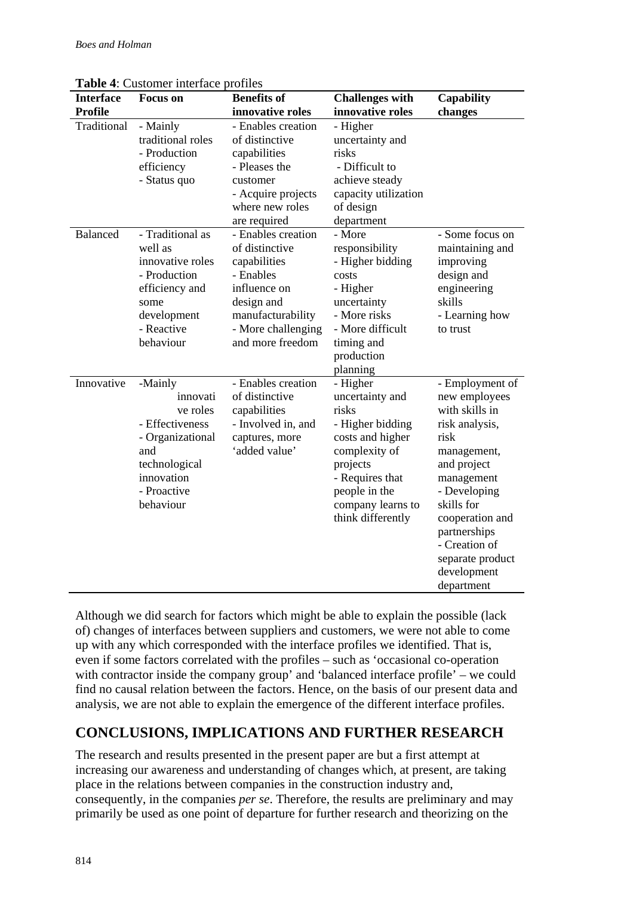**Table 4**: Customer interface profiles

| Interface Profile | Focus on | Benefits of innovative roles | Challenges with innovative roles | Capability changes |
|---|---|---|---|---|
| Traditional | - Mainly traditional roles<br>- Production efficiency<br>- Status quo | - Enables creation of distinctive capabilities<br>- Pleases the customer<br>- Acquire projects where new roles are required | - Higher uncertainty and risks<br>- Difficult to achieve steady capacity utilization of design department | |
| Balanced | - Traditional as well as innovative roles<br>- Production efficiency and some development<br>- Reactive behaviour | - Enables creation of distinctive capabilities<br>- Enables influence on design and manufacturability<br>- More challenging and more freedom | - More responsibility<br>- Higher bidding costs<br>- Higher uncertainty<br>- More risks<br>- More difficult timing and production planning | - Some focus on maintaining and improving design and engineering skills<br>- Learning how to trust |
| Innovative | -Mainly innovative roles<br>- Effectiveness<br>- Organizational and technological innovation<br>- Proactive behaviour | - Enables creation of distinctive capabilities<br>- Involved in, and captures, more 'added value' | - Higher uncertainty and risks<br>- Higher bidding costs and higher complexity of projects<br>- Requires that people in the company learns to think differently | - Employment of new employees with skills in risk analysis, risk management, and project management<br>- Developing skills for cooperation and partnerships<br>- Creation of separate product development department |

Although we did search for factors which might be able to explain the possible (lack of) changes of interfaces between suppliers and customers, we were not able to come up with any which corresponded with the interface profiles we identified. That is, even if some factors correlated with the profiles – such as 'occasional co-operation with contractor inside the company group' and 'balanced interface profile' – we could find no causal relation between the factors. Hence, on the basis of our present data and analysis, we are not able to explain the emergence of the different interface profiles.

## CONCLUSIONS, IMPLICATIONS AND FURTHER RESEARCH

The research and results presented in the present paper are but a first attempt at increasing our awareness and understanding of changes which, at present, are taking place in the relations between companies in the construction industry and, consequently, in the companies *per se*. Therefore, the results are preliminary and may primarily be used as one point of departure for further research and theorizing on the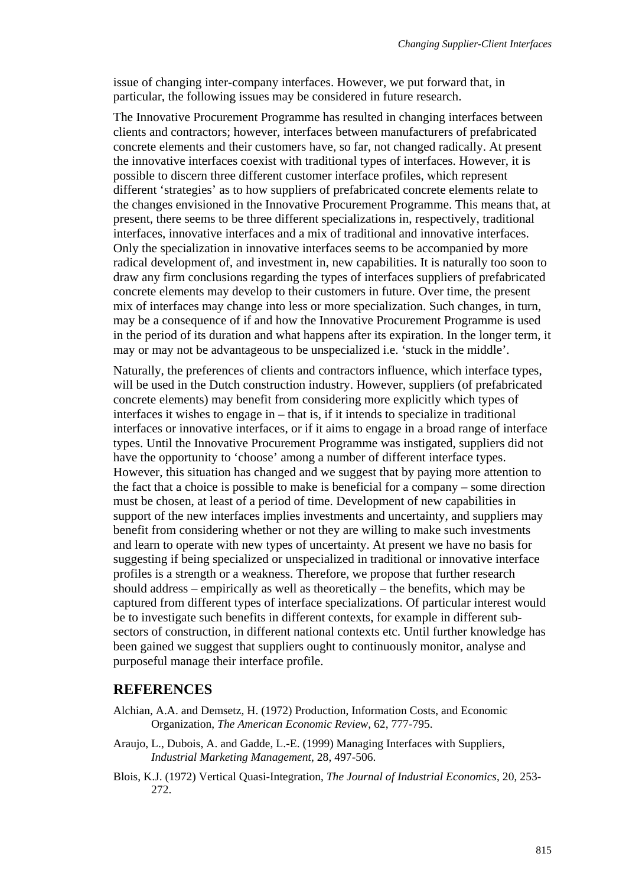issue of changing inter-company interfaces. However, we put forward that, in particular, the following issues may be considered in future research.

The Innovative Procurement Programme has resulted in changing interfaces between clients and contractors; however, interfaces between manufacturers of prefabricated concrete elements and their customers have, so far, not changed radically. At present the innovative interfaces coexist with traditional types of interfaces. However, it is possible to discern three different customer interface profiles, which represent different 'strategies' as to how suppliers of prefabricated concrete elements relate to the changes envisioned in the Innovative Procurement Programme. This means that, at present, there seems to be three different specializations in, respectively, traditional interfaces, innovative interfaces and a mix of traditional and innovative interfaces. Only the specialization in innovative interfaces seems to be accompanied by more radical development of, and investment in, new capabilities. It is naturally too soon to draw any firm conclusions regarding the types of interfaces suppliers of prefabricated concrete elements may develop to their customers in future. Over time, the present mix of interfaces may change into less or more specialization. Such changes, in turn, may be a consequence of if and how the Innovative Procurement Programme is used in the period of its duration and what happens after its expiration. In the longer term, it may or may not be advantageous to be unspecialized i.e. 'stuck in the middle'.

Naturally, the preferences of clients and contractors influence, which interface types, will be used in the Dutch construction industry. However, suppliers (of prefabricated concrete elements) may benefit from considering more explicitly which types of interfaces it wishes to engage in – that is, if it intends to specialize in traditional interfaces or innovative interfaces, or if it aims to engage in a broad range of interface types. Until the Innovative Procurement Programme was instigated, suppliers did not have the opportunity to 'choose' among a number of different interface types. However, this situation has changed and we suggest that by paying more attention to the fact that a choice is possible to make is beneficial for a company – some direction must be chosen, at least of a period of time. Development of new capabilities in support of the new interfaces implies investments and uncertainty, and suppliers may benefit from considering whether or not they are willing to make such investments and learn to operate with new types of uncertainty. At present we have no basis for suggesting if being specialized or unspecialized in traditional or innovative interface profiles is a strength or a weakness. Therefore, we propose that further research should address – empirically as well as theoretically – the benefits, which may be captured from different types of interface specializations. Of particular interest would be to investigate such benefits in different contexts, for example in different sub-sectors of construction, in different national contexts etc. Until further knowledge has been gained we suggest that suppliers ought to continuously monitor, analyse and purposeful manage their interface profile.

## REFERENCES

Alchian, A.A. and Demsetz, H. (1972) Production, Information Costs, and Economic Organization, *The American Economic Review*, 62, 777-795.

Araujo, L., Dubois, A. and Gadde, L.-E. (1999) Managing Interfaces with Suppliers, *Industrial Marketing Management*, 28, 497-506.

Blois, K.J. (1972) Vertical Quasi-Integration, *The Journal of Industrial Economics*, 20, 253-272.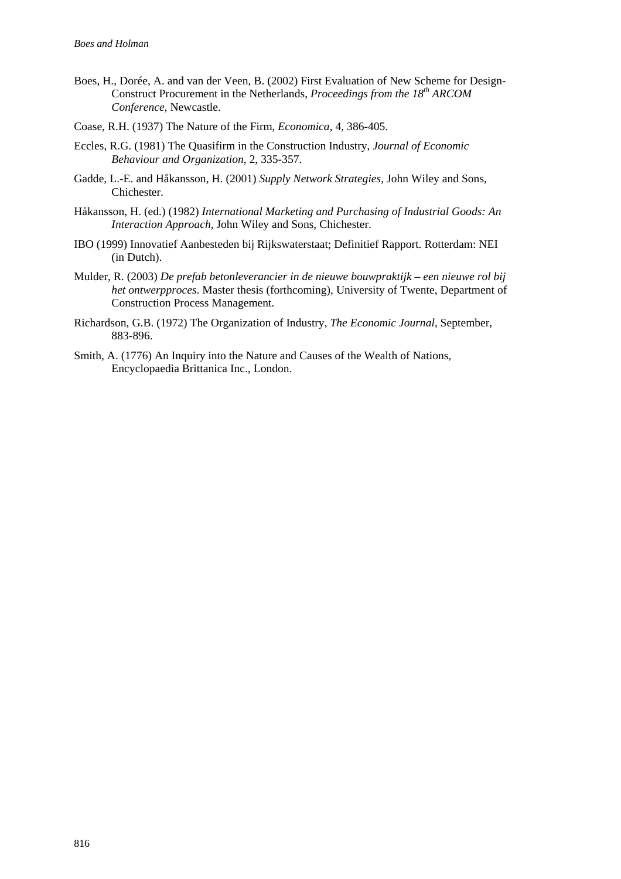Boes, H., Dorée, A. and van der Veen, B. (2002) First Evaluation of New Scheme for Design-Construct Procurement in the Netherlands, *Proceedings from the 18th ARCOM Conference*, Newcastle.

Coase, R.H. (1937) The Nature of the Firm, *Economica*, 4, 386-405.

Eccles, R.G. (1981) The Quasifirm in the Construction Industry, *Journal of Economic Behaviour and Organization*, 2, 335-357.

Gadde, L.-E. and Håkansson, H. (2001) *Supply Network Strategies*, John Wiley and Sons, Chichester.

Håkansson, H. (ed.) (1982) *International Marketing and Purchasing of Industrial Goods: An Interaction Approach*, John Wiley and Sons, Chichester.

IBO (1999) Innovatief Aanbesteden bij Rijkswaterstaat; Definitief Rapport. Rotterdam: NEI (in Dutch).

Mulder, R. (2003) *De prefab betonleverancier in de nieuwe bouwpraktijk – een nieuwe rol bij het ontwerpproces*. Master thesis (forthcoming), University of Twente, Department of Construction Process Management.

Richardson, G.B. (1972) The Organization of Industry, *The Economic Journal*, September, 883-896.

Smith, A. (1776) An Inquiry into the Nature and Causes of the Wealth of Nations, Encyclopaedia Brittanica Inc., London.